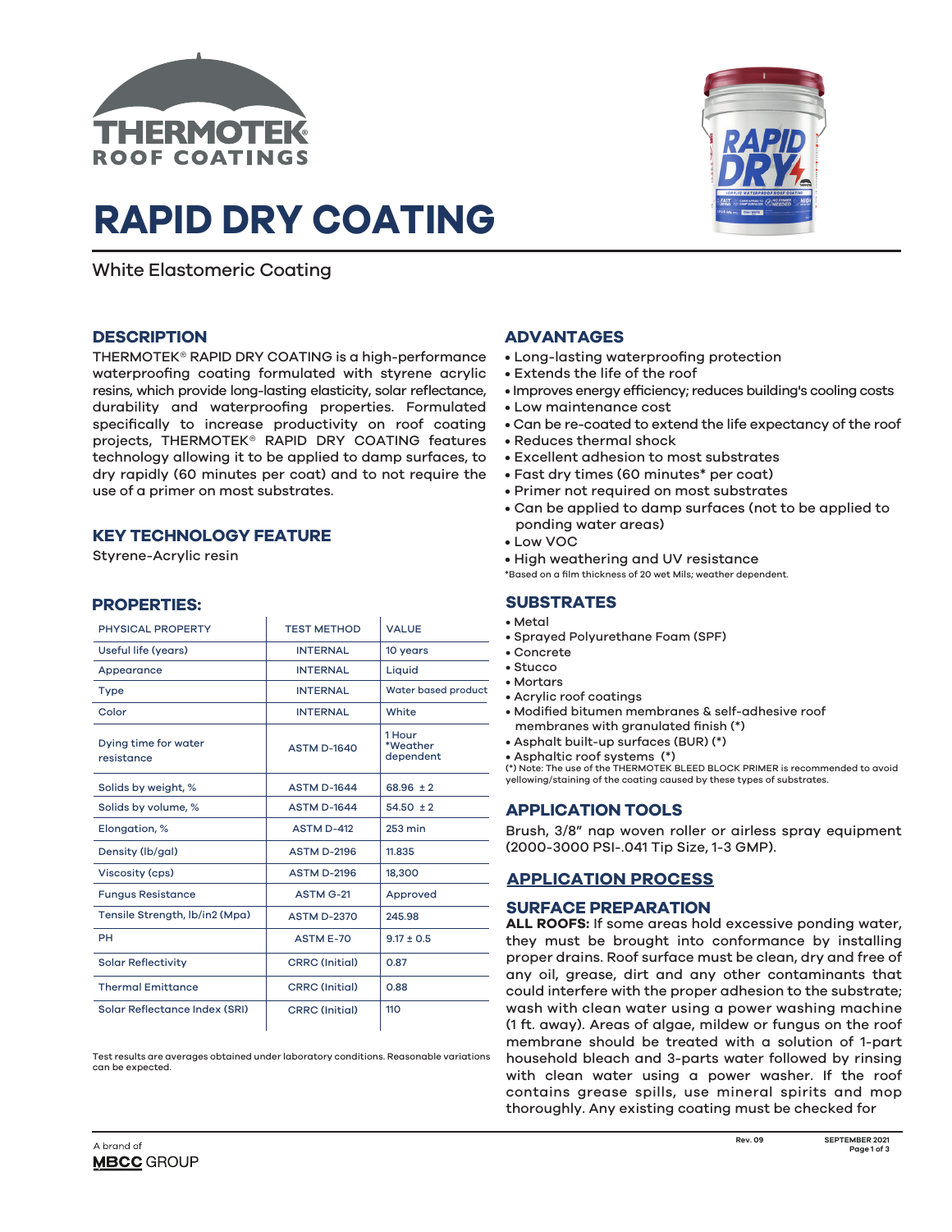# RAPID DRY COATING

White Elastomeric Coating

## DESCRIPTION

THERMOTEK® RAPID DRY COATING is a high-performance waterproofing coating formulated with styrene acrylic resins, which provide long-lasting elasticity, solar reflectance, durability and waterproofing properties. Formulated specifically to increase productivity on roof coating projects, THERMOTEK® RAPID DRY COATING features technology allowing it to be applied to damp surfaces, to dry rapidly (60 minutes per coat) and to not require the use of a primer on most substrates.

## KEY TECHNOLOGY FEATURE

Styrene-Acrylic resin

## PROPERTIES:

| PHYSICAL PROPERTY | TEST METHOD | VALUE |
|---|---|---|
| Useful life (years) | INTERNAL | 10 years |
| Appearance | INTERNAL | Liquid |
| Type | INTERNAL | Water based product |
| Color | INTERNAL | White |
| Dying time for water resistance | ASTM D-1640 | 1 Hour *Weather dependent |
| Solids by weight, % | ASTM D-1644 | 68.96 ± 2 |
| Solids by volume, % | ASTM D-1644 | 54.50 ± 2 |
| Elongation, % | ASTM D-412 | 253 min |
| Density (lb/gal) | ASTM D-2196 | 11.835 |
| Viscosity (cps) | ASTM D-2196 | 18,300 |
| Fungus Resistance | ASTM G-21 | Approved |
| Tensile Strength, lb/in2 (Mpa) | ASTM D-2370 | 245.98 |
| PH | ASTM E-70 | 9.17 ± 0.5 |
| Solar Reflectivity | CRRC (Initial) | 0.87 |
| Thermal Emittance | CRRC (Initial) | 0.88 |
| Solar Reflectance Index (SRI) | CRRC (Initial) | 110 |

Test results are averages obtained under laboratory conditions. Reasonable variations can be expected.

## ADVANTAGES

- Long-lasting waterproofing protection
- Extends the life of the roof
- Improves energy efficiency; reduces building's cooling costs
- Low maintenance cost
- Can be re-coated to extend the life expectancy of the roof
- Reduces thermal shock
- Excellent adhesion to most substrates
- Fast dry times (60 minutes* per coat)
- Primer not required on most substrates
- Can be applied to damp surfaces (not to be applied to ponding water areas)
- Low VOC
- High weathering and UV resistance

*Based on a film thickness of 20 wet Mils; weather dependent.

## SUBSTRATES

- Metal
- Sprayed Polyurethane Foam (SPF)
- Concrete
- Stucco
- Mortars
- Acrylic roof coatings
- Modified bitumen membranes & self-adhesive roof membranes with granulated finish (*)
- Asphalt built-up surfaces (BUR) (*)
- Asphaltic roof systems (*)

(*) Note: The use of the THERMOTEK BLEED BLOCK PRIMER is recommended to avoid yellowing/staining of the coating caused by these types of substrates.

## APPLICATION TOOLS

Brush, 3/8" nap woven roller or airless spray equipment (2000-3000 PSI-.041 Tip Size, 1-3 GMP).

## APPLICATION PROCESS

## SURFACE PREPARATION

**ALL ROOFS:** If some areas hold excessive ponding water, they must be brought into conformance by installing proper drains. Roof surface must be clean, dry and free of any oil, grease, dirt and any other contaminants that could interfere with the proper adhesion to the substrate; wash with clean water using a power washing machine (1 ft. away). Areas of algae, mildew or fungus on the roof membrane should be treated with a solution of 1-part household bleach and 3-parts water followed by rinsing with clean water using a power washer. If the roof contains grease spills, use mineral spirits and mop thoroughly. Any existing coating must be checked for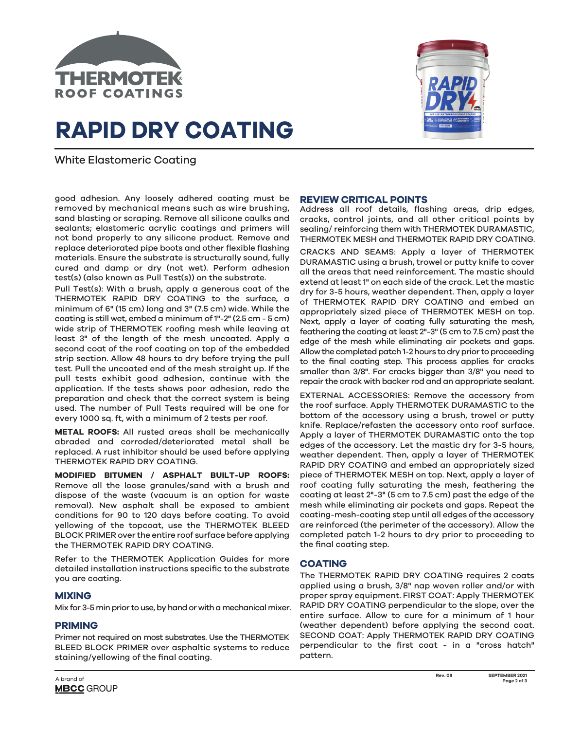# RAPID DRY COATING

White Elastomeric Coating

good adhesion. Any loosely adhered coating must be removed by mechanical means such as wire brushing, sand blasting or scraping. Remove all silicone caulks and sealants; elastomeric acrylic coatings and primers will not bond properly to any silicone product. Remove and replace deteriorated pipe boots and other flexible flashing materials. Ensure the substrate is structurally sound, fully cured and damp or dry (not wet). Perform adhesion test(s) (also known as Pull Test(s)) on the substrate.

Pull Test(s): With a brush, apply a generous coat of the THERMOTEK RAPID DRY COATING to the surface, a minimum of 6" (15 cm) long and 3" (7.5 cm) wide. While the coating is still wet, embed a minimum of 1"-2" (2.5 cm - 5 cm) wide strip of THERMOTEK roofing mesh while leaving at least 3" of the length of the mesh uncoated. Apply a second coat of the roof coating on top of the embedded strip section. Allow 48 hours to dry before trying the pull test. Pull the uncoated end of the mesh straight up. If the pull tests exhibit good adhesion, continue with the application. If the tests shows poor adhesion, redo the preparation and check that the correct system is being used. The number of Pull Tests required will be one for every 1000 sq. ft, with a minimum of 2 tests per roof.

**METAL ROOFS:** All rusted areas shall be mechanically abraded and corroded/deteriorated metal shall be replaced. A rust inhibitor should be used before applying THERMOTEK RAPID DRY COATING.

**MODIFIED BITUMEN / ASPHALT BUILT-UP ROOFS:** Remove all the loose granules/sand with a brush and dispose of the waste (vacuum is an option for waste removal). New asphalt shall be exposed to ambient conditions for 90 to 120 days before coating. To avoid yellowing of the topcoat, use the THERMOTEK BLEED BLOCK PRIMER over the entire roof surface before applying the THERMOTEK RAPID DRY COATING.

Refer to the THERMOTEK Application Guides for more detailed installation instructions specific to the substrate you are coating.

## MIXING

Mix for 3-5 min prior to use, by hand or with a mechanical mixer.

## PRIMING

Primer not required on most substrates. Use the THERMOTEK BLEED BLOCK PRIMER over asphaltic systems to reduce staining/yellowing of the final coating.

## REVIEW CRITICAL POINTS

Address all roof details, flashing areas, drip edges, cracks, control joints, and all other critical points by sealing/ reinforcing them with THERMOTEK DURAMASTIC, THERMOTEK MESH and THERMOTEK RAPID DRY COATING.

CRACKS AND SEAMS: Apply a layer of THERMOTEK DURAMASTIC using a brush, trowel or putty knife to cover all the areas that need reinforcement. The mastic should extend at least 1" on each side of the crack. Let the mastic dry for 3-5 hours, weather dependent. Then, apply a layer of THERMOTEK RAPID DRY COATING and embed an appropriately sized piece of THERMOTEK MESH on top. Next, apply a layer of coating fully saturating the mesh, feathering the coating at least 2"-3" (5 cm to 7.5 cm) past the edge of the mesh while eliminating air pockets and gaps. Allow the completed patch 1-2 hours to dry prior to proceeding to the final coating step. This process applies for cracks smaller than 3/8". For cracks bigger than 3/8" you need to repair the crack with backer rod and an appropriate sealant.

EXTERNAL ACCESSORIES: Remove the accessory from the roof surface. Apply THERMOTEK DURAMASTIC to the bottom of the accessory using a brush, trowel or putty knife. Replace/refasten the accessory onto roof surface. Apply a layer of THERMOTEK DURAMASTIC onto the top edges of the accessory. Let the mastic dry for 3-5 hours, weather dependent. Then, apply a layer of THERMOTEK RAPID DRY COATING and embed an appropriately sized piece of THERMOTEK MESH on top. Next, apply a layer of roof coating fully saturating the mesh, feathering the coating at least 2"-3" (5 cm to 7.5 cm) past the edge of the mesh while eliminating air pockets and gaps. Repeat the coating-mesh-coating step until all edges of the accessory are reinforced (the perimeter of the accessory). Allow the completed patch 1-2 hours to dry prior to proceeding to the final coating step.

## COATING

The THERMOTEK RAPID DRY COATING requires 2 coats applied using a brush, 3/8" nap woven roller and/or with proper spray equipment. FIRST COAT: Apply THERMOTEK RAPID DRY COATING perpendicular to the slope, over the entire surface. Allow to cure for a minimum of 1 hour (weather dependent) before applying the second coat. SECOND COAT: Apply THERMOTEK RAPID DRY COATING perpendicular to the first coat - in a "cross hatch" pattern.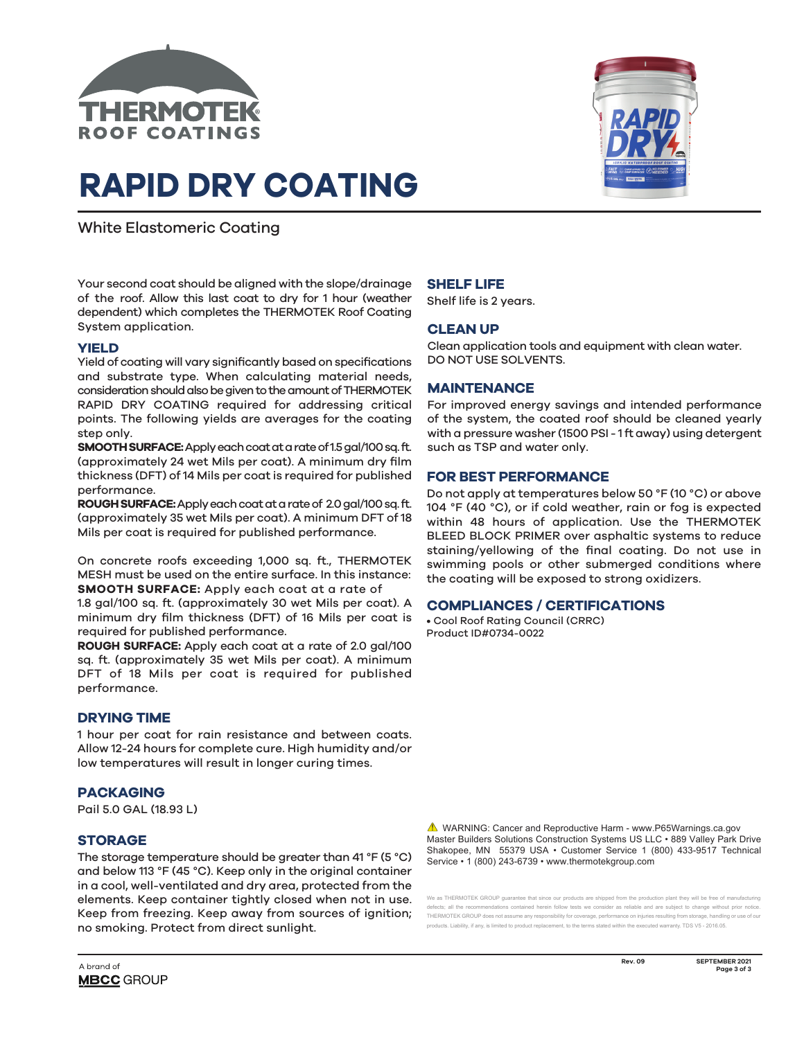# RAPID DRY COATING

White Elastomeric Coating

Your second coat should be aligned with the slope/drainage of the roof. Allow this last coat to dry for 1 hour (weather dependent) which completes the THERMOTEK Roof Coating System application.

## YIELD

Yield of coating will vary significantly based on specifications and substrate type. When calculating material needs, consideration should also be given to the amount of THERMOTEK RAPID DRY COATING required for addressing critical points. The following yields are averages for the coating step only.

**SMOOTH SURFACE:** Apply each coat at a rate of 1.5 gal/100 sq. ft. (approximately 24 wet Mils per coat). A minimum dry film thickness (DFT) of 14 Mils per coat is required for published performance.

**ROUGH SURFACE:** Apply each coat at a rate of 2.0 gal/100 sq. ft. (approximately 35 wet Mils per coat). A minimum DFT of 18 Mils per coat is required for published performance.

On concrete roofs exceeding 1,000 sq. ft., THERMOTEK MESH must be used on the entire surface. In this instance:

**SMOOTH SURFACE:** Apply each coat at a rate of 1.8 gal/100 sq. ft. (approximately 30 wet Mils per coat). A minimum dry film thickness (DFT) of 16 Mils per coat is required for published performance.

**ROUGH SURFACE:** Apply each coat at a rate of 2.0 gal/100 sq. ft. (approximately 35 wet Mils per coat). A minimum DFT of 18 Mils per coat is required for published performance.

## DRYING TIME

1 hour per coat for rain resistance and between coats. Allow 12-24 hours for complete cure. High humidity and/or low temperatures will result in longer curing times.

## PACKAGING

Pail 5.0 GAL (18.93 L)

## STORAGE

The storage temperature should be greater than 41 °F (5 °C) and below 113 °F (45 °C). Keep only in the original container in a cool, well-ventilated and dry area, protected from the elements. Keep container tightly closed when not in use. Keep from freezing. Keep away from sources of ignition; no smoking. Protect from direct sunlight.

## SHELF LIFE

Shelf life is 2 years.

## CLEAN UP

Clean application tools and equipment with clean water. DO NOT USE SOLVENTS.

## MAINTENANCE

For improved energy savings and intended performance of the system, the coated roof should be cleaned yearly with a pressure washer (1500 PSI - 1 ft away) using detergent such as TSP and water only.

## FOR BEST PERFORMANCE

Do not apply at temperatures below 50 °F (10 °C) or above 104 °F (40 °C), or if cold weather, rain or fog is expected within 48 hours of application. Use the THERMOTEK BLEED BLOCK PRIMER over asphaltic systems to reduce staining/yellowing of the final coating. Do not use in swimming pools or other submerged conditions where the coating will be exposed to strong oxidizers.

## COMPLIANCES / CERTIFICATIONS

- Cool Roof Rating Council (CRRC) Product ID#0734-0022

⚠ WARNING: Cancer and Reproductive Harm - www.P65Warnings.ca.gov
Master Builders Solutions Construction Systems US LLC • 889 Valley Park Drive Shakopee, MN 55379 USA • Customer Service 1 (800) 433-9517 Technical Service • 1 (800) 243-6739 • www.thermotekgroup.com

We as THERMOTEK GROUP guarantee that since our products are shipped from the production plant they will be free of manufacturing defects; all the recommendations contained herein follow tests we consider as reliable and are subject to change without prior notice. THERMOTEK GROUP does not assume any responsibility for coverage, performance on injuries resulting from storage, handling or use of our products. Liability, if any, is limited to product replacement, to the terms stated within the executed warranty. TDS V5 - 2016.05.

A brand of **MBCC** GROUP

Rev. 09 SEPTEMBER 2021